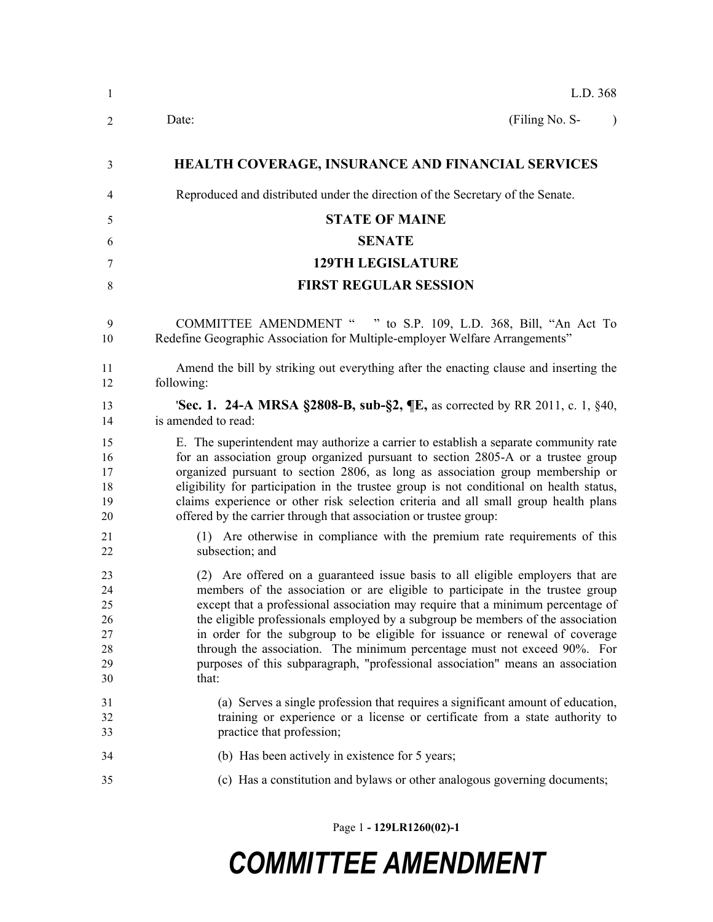L.D. 368

Date: (Filing No. S- )

**HEALTH COVERAGE, INSURANCE AND FINANCIAL SERVICES**

Reproduced and distributed under the direction of the Secretary of the Senate.

**STATE OF MAINE**

**SENATE**

**129TH LEGISLATURE**

**FIRST REGULAR SESSION**

COMMITTEE AMENDMENT " " to S.P. 109, L.D. 368, Bill, "An Act To Redefine Geographic Association for Multiple-employer Welfare Arrangements"

Amend the bill by striking out everything after the enacting clause and inserting the following:

'**Sec. 1. 24-A MRSA §2808-B, sub-§2, ¶E,** as corrected by RR 2011, c. 1, §40, is amended to read:

E. The superintendent may authorize a carrier to establish a separate community rate for an association group organized pursuant to section 2805-A or a trustee group organized pursuant to section 2806, as long as association group membership or eligibility for participation in the trustee group is not conditional on health status, claims experience or other risk selection criteria and all small group health plans offered by the carrier through that association or trustee group:

(1) Are otherwise in compliance with the premium rate requirements of this subsection; and

(2) Are offered on a guaranteed issue basis to all eligible employers that are members of the association or are eligible to participate in the trustee group except that a professional association may require that a minimum percentage of the eligible professionals employed by a subgroup be members of the association in order for the subgroup to be eligible for issuance or renewal of coverage through the association. The minimum percentage must not exceed 90%. For purposes of this subparagraph, "professional association" means an association that:

(a) Serves a single profession that requires a significant amount of education, training or experience or a license or certificate from a state authority to practice that profession;

(b) Has been actively in existence for 5 years;

(c) Has a constitution and bylaws or other analogous governing documents;

**COMMITTEE AMENDMENT**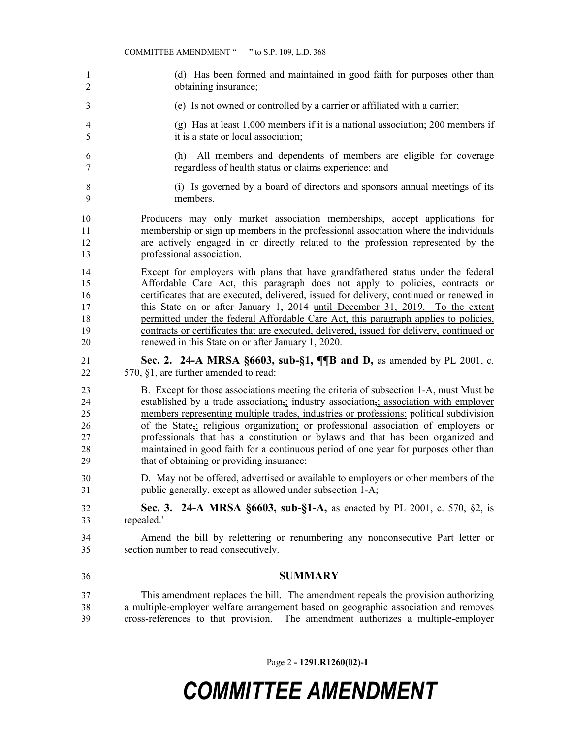(d) Has been formed and maintained in good faith for purposes other than obtaining insurance;

(e) Is not owned or controlled by a carrier or affiliated with a carrier;

(g) Has at least 1,000 members if it is a national association; 200 members if it is a state or local association;

(h) All members and dependents of members are eligible for coverage regardless of health status or claims experience; and

(i) Is governed by a board of directors and sponsors annual meetings of its members.

Producers may only market association memberships, accept applications for membership or sign up members in the professional association where the individuals are actively engaged in or directly related to the profession represented by the professional association.

Except for employers with plans that have grandfathered status under the federal Affordable Care Act, this paragraph does not apply to policies, contracts or certificates that are executed, delivered, issued for delivery, continued or renewed in this State on or after January 1, 2014 <u>until December 31, 2019. To the extent permitted under the federal Affordable Care Act, this paragraph applies to policies, contracts or certificates that are executed, delivered, issued for delivery, continued or renewed in this State on or after January 1, 2020</u>.

**Sec. 2. 24-A MRSA §6603, sub-§1, ¶¶B and D,** as amended by PL 2001, c. 570, §1, are further amended to read:

B. ~~Except for those associations meeting the criteria of subsection 1-A, must~~ <u>Must</u> be established by a trade association~~,~~<u>;</u> industry association~~,~~<u>; association with employer members representing multiple trades, industries or professions;</u> political subdivision of the State~~,~~<u>;</u> religious organization<u>;</u> or professional association of employers or professionals that has a constitution or bylaws and that has been organized and maintained in good faith for a continuous period of one year for purposes other than that of obtaining or providing insurance;

D. May not be offered, advertised or available to employers or other members of the public generally~~, except as allowed under subsection 1-A~~;

**Sec. 3. 24-A MRSA §6603, sub-§1-A,** as enacted by PL 2001, c. 570, §2, is repealed.'

Amend the bill by relettering or renumbering any nonconsecutive Part letter or section number to read consecutively.

## SUMMARY

This amendment replaces the bill. The amendment repeals the provision authorizing a multiple-employer welfare arrangement based on geographic association and removes cross-references to that provision. The amendment authorizes a multiple-employer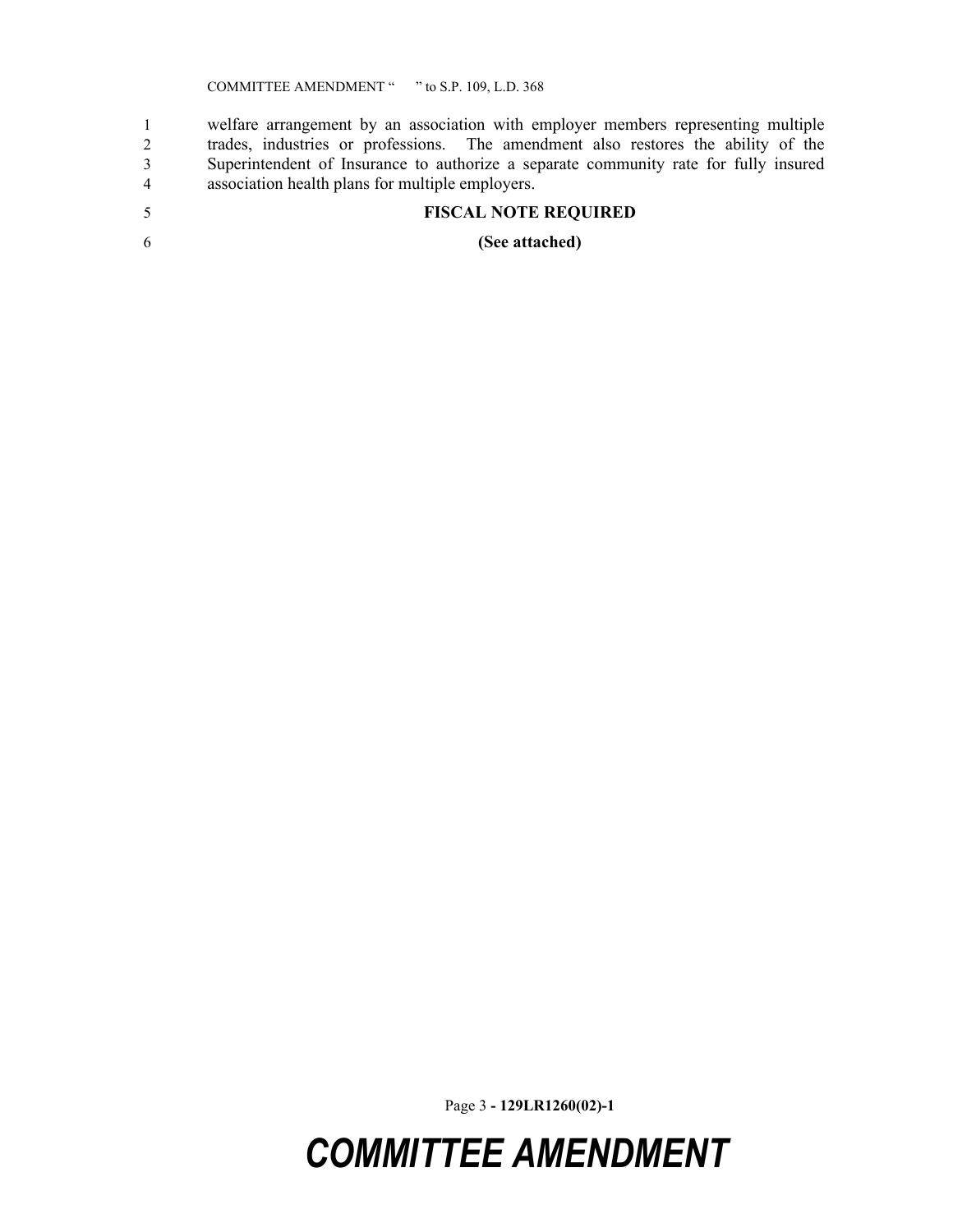welfare arrangement by an association with employer members representing multiple trades, industries or professions. The amendment also restores the ability of the Superintendent of Insurance to authorize a separate community rate for fully insured association health plans for multiple employers.

**FISCAL NOTE REQUIRED**

**(See attached)**